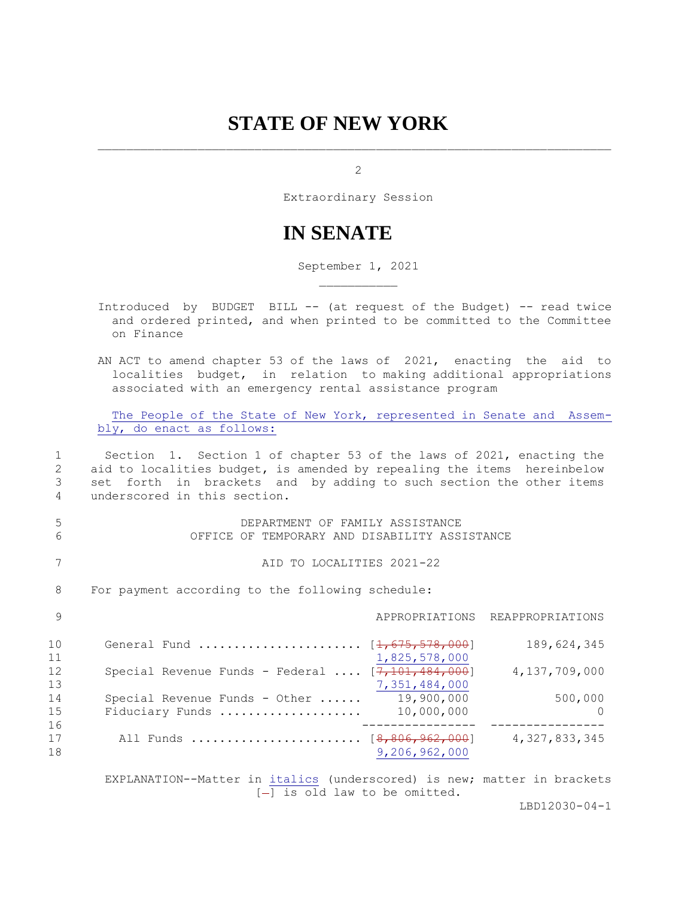# STATE OF NEW YORK

2

Extraordinary Session

# IN SENATE

September 1, 2021

Introduced by BUDGET BILL -- (at request of the Budget) -- read twice and ordered printed, and when printed to be committed to the Committee on Finance

AN ACT to amend chapter 53 of the laws of 2021, enacting the aid to localities budget, in relation to making additional appropriations associated with an emergency rental assistance program

The People of the State of New York, represented in Senate and Assembly, do enact as follows:

Section 1. Section 1 of chapter 53 of the laws of 2021, enacting the aid to localities budget, is amended by repealing the items hereinbelow set forth in brackets and by adding to such section the other items underscored in this section.

DEPARTMENT OF FAMILY ASSISTANCE
OFFICE OF TEMPORARY AND DISABILITY ASSISTANCE

AID TO LOCALITIES 2021-22

For payment according to the following schedule:

| | APPROPRIATIONS | REAPPROPRIATIONS |
|---|---|---|
| General Fund | [~~1,675,578,000~~] 1,825,578,000 | 189,624,345 |
| Special Revenue Funds - Federal | [~~7,101,484,000~~] 7,351,484,000 | 4,137,709,000 |
| Special Revenue Funds - Other | 19,900,000 | 500,000 |
| Fiduciary Funds | 10,000,000 | 0 |
| All Funds | [~~8,806,962,000~~] 9,206,962,000 | 4,327,833,345 |

EXPLANATION--Matter in *italics* (underscored) is new; matter in brackets [-] is old law to be omitted.

LBD12030-04-1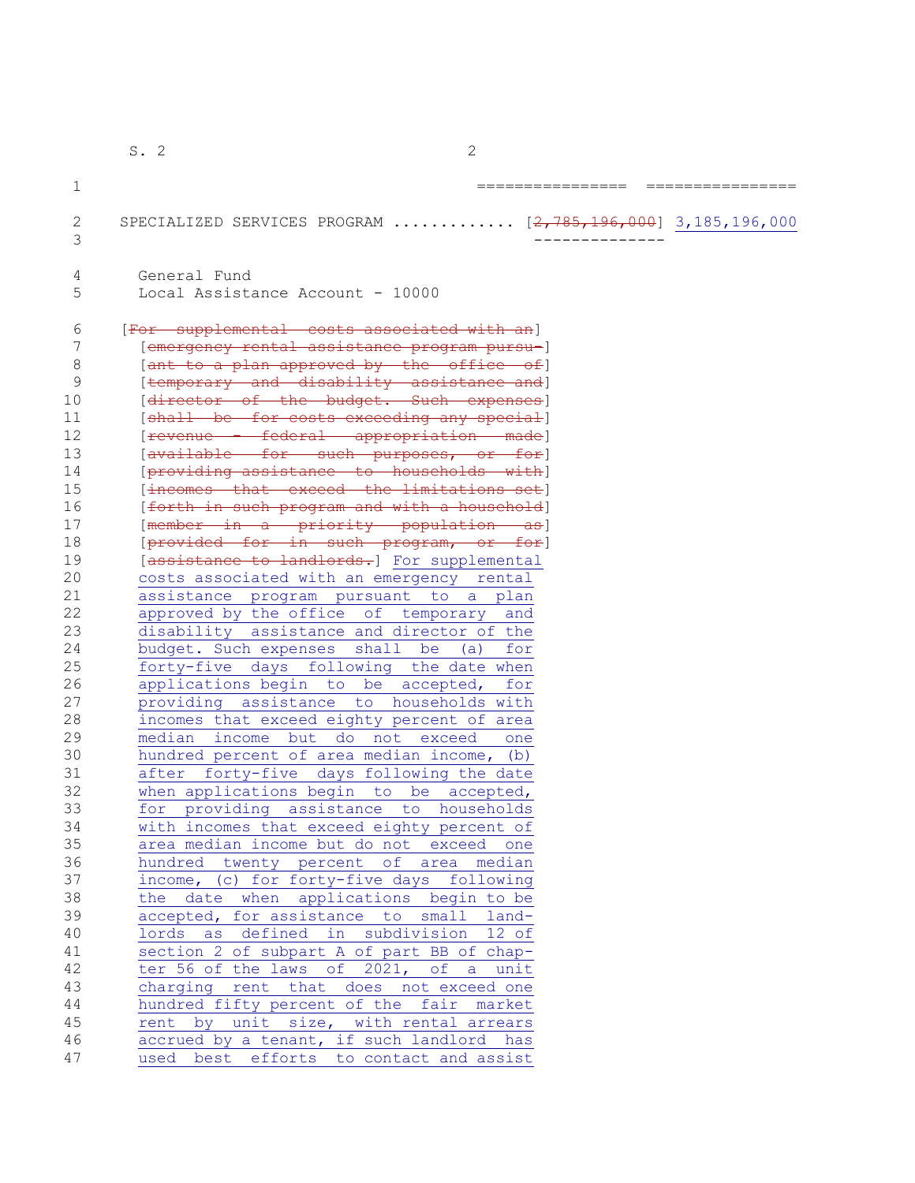================ ================

SPECIALIZED SERVICES PROGRAM ............ [~~2,785,196,000~~] <u>3,185,196,000</u>
--------------

General Fund
Local Assistance Account - 10000

[~~For supplemental costs associated with an~~]
[~~emergency rental assistance program pursu-~~]
[~~ant to a plan approved by the office of~~]
[~~temporary and disability assistance and~~]
[~~director of the budget. Such expenses~~]
[~~shall be for costs exceeding any special~~]
[~~revenue - federal appropriation made~~]
[~~available for such purposes, or for~~]
[~~providing assistance to households with~~]
[~~incomes that exceed the limitations set~~]
[~~forth in such program and with a household~~]
[~~member in a priority population as~~]
[~~provided for in such program, or for~~]
[~~assistance to landlords.~~] <u>For supplemental costs associated with an emergency rental assistance program pursuant to a plan approved by the office of temporary and disability assistance and director of the budget. Such expenses shall be (a) for forty-five days following the date when applications begin to be accepted, for providing assistance to households with incomes that exceed eighty percent of area median income but do not exceed one hundred percent of area median income, (b) after forty-five days following the date when applications begin to be accepted, for providing assistance to households with incomes that exceed eighty percent of area median income but do not exceed one hundred twenty percent of area median income, (c) for forty-five days following the date when applications begin to be accepted, for assistance to small land-lords as defined in subdivision 12 of section 2 of subpart A of part BB of chap-ter 56 of the laws of 2021, of a unit charging rent that does not exceed one hundred fifty percent of the fair market rent by unit size, with rental arrears accrued by a tenant, if such landlord has used best efforts to contact and assist</u>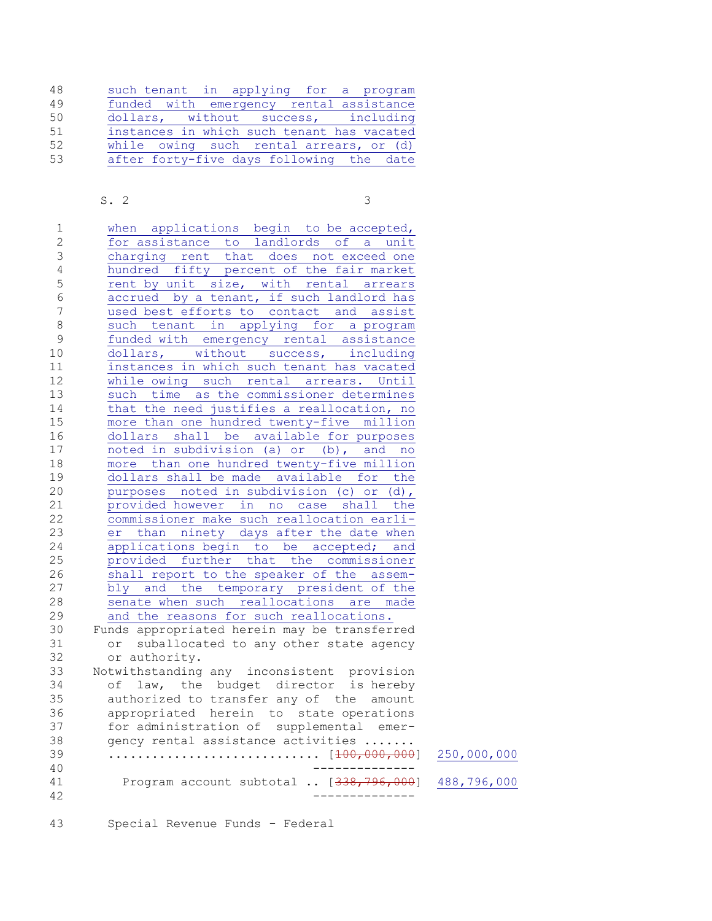such tenant in applying for a program funded with emergency rental assistance dollars, without success, including instances in which such tenant has vacated while owing such rental arrears, or (d) after forty-five days following the date

when applications begin to be accepted, for assistance to landlords of a unit charging rent that does not exceed one hundred fifty percent of the fair market rent by unit size, with rental arrears accrued by a tenant, if such landlord has used best efforts to contact and assist such tenant in applying for a program funded with emergency rental assistance dollars, without success, including instances in which such tenant has vacated while owing such rental arrears. Until such time as the commissioner determines that the need justifies a reallocation, no more than one hundred twenty-five million dollars shall be available for purposes noted in subdivision (a) or (b), and no more than one hundred twenty-five million dollars shall be made available for the purposes noted in subdivision (c) or (d), provided however in no case shall the commissioner make such reallocation earlier than ninety days after the date when applications begin to be accepted; and provided further that the commissioner shall report to the speaker of the assembly and the temporary president of the senate when such reallocations are made and the reasons for such reallocations.

Funds appropriated herein may be transferred or suballocated to any other state agency or authority.

Notwithstanding any inconsistent provision of law, the budget director is hereby authorized to transfer any of the amount appropriated herein to state operations for administration of supplemental emergency rental assistance activities .......
............................ [~~100,000,000~~] 250,000,000

Program account subtotal .. [~~338,796,000~~] 488,796,000

Special Revenue Funds - Federal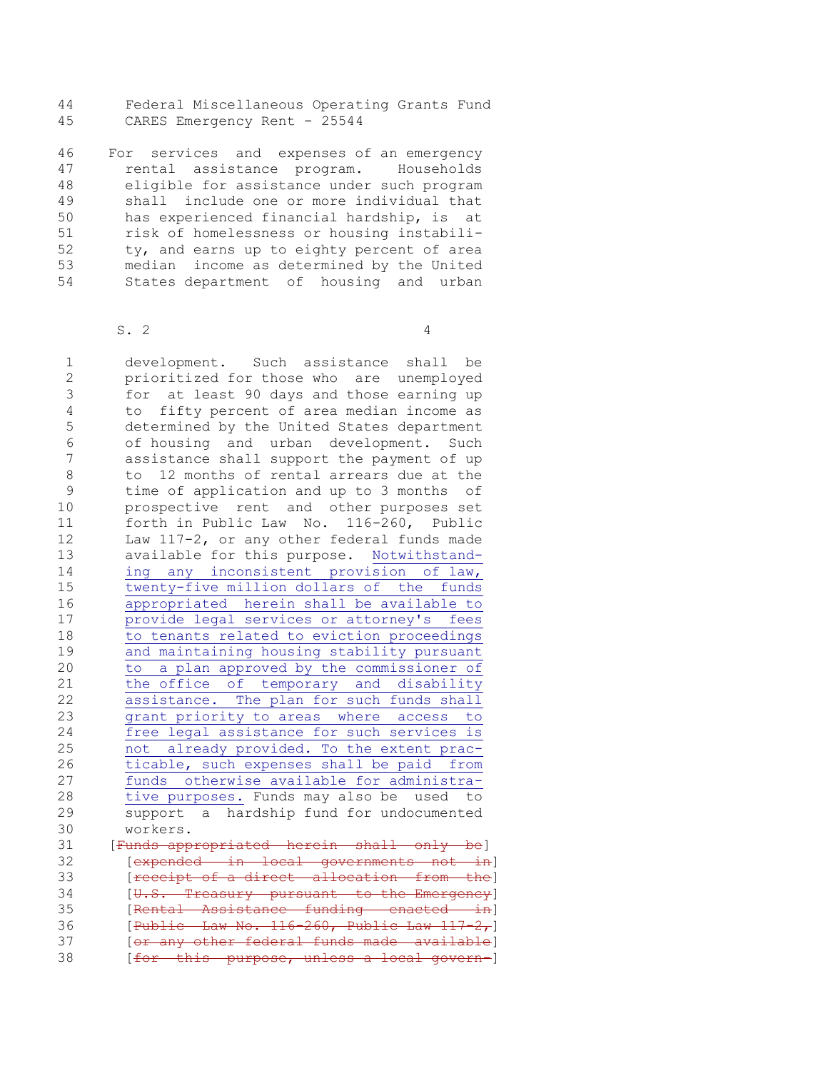44 Federal Miscellaneous Operating Grants Fund
45 CARES Emergency Rent - 25544

46 For services and expenses of an emergency
47 rental assistance program. Households
48 eligible for assistance under such program
49 shall include one or more individual that
50 has experienced financial hardship, is at
51 risk of homelessness or housing instabili-
52 ty, and earns up to eighty percent of area
53 median income as determined by the United
54 States department of housing and urban

1 development. Such assistance shall be
2 prioritized for those who are unemployed
3 for at least 90 days and those earning up
4 to fifty percent of area median income as
5 determined by the United States department
6 of housing and urban development. Such
7 assistance shall support the payment of up
8 to 12 months of rental arrears due at the
9 time of application and up to 3 months of
10 prospective rent and other purposes set
11 forth in Public Law No. 116-260, Public
12 Law 117-2, or any other federal funds made
13 available for this purpose. <u>Notwithstand-</u>
14 <u>ing any inconsistent provision of law,</u>
15 <u>twenty-five million dollars of the funds</u>
16 <u>appropriated herein shall be available to</u>
17 <u>provide legal services or attorney's fees</u>
18 <u>to tenants related to eviction proceedings</u>
19 <u>and maintaining housing stability pursuant</u>
20 <u>to a plan approved by the commissioner of</u>
21 <u>the office of temporary and disability</u>
22 <u>assistance. The plan for such funds shall</u>
23 <u>grant priority to areas where access to</u>
24 <u>free legal assistance for such services is</u>
25 <u>not already provided. To the extent prac-</u>
26 <u>ticable, such expenses shall be paid from</u>
27 <u>funds otherwise available for administra-</u>
28 <u>tive purposes.</u> Funds may also be used to
29 support a hardship fund for undocumented
30 workers.
31 [~~Funds appropriated herein shall only be~~]
32 [~~expended in local governments not in~~]
33 [~~receipt of a direct allocation from the~~]
34 [~~U.S. Treasury pursuant to the Emergency~~]
35 [~~Rental Assistance funding enacted in~~]
36 [~~Public Law No. 116-260, Public Law 117-2,~~]
37 [~~or any other federal funds made available~~]
38 [~~for this purpose, unless a local govern-~~]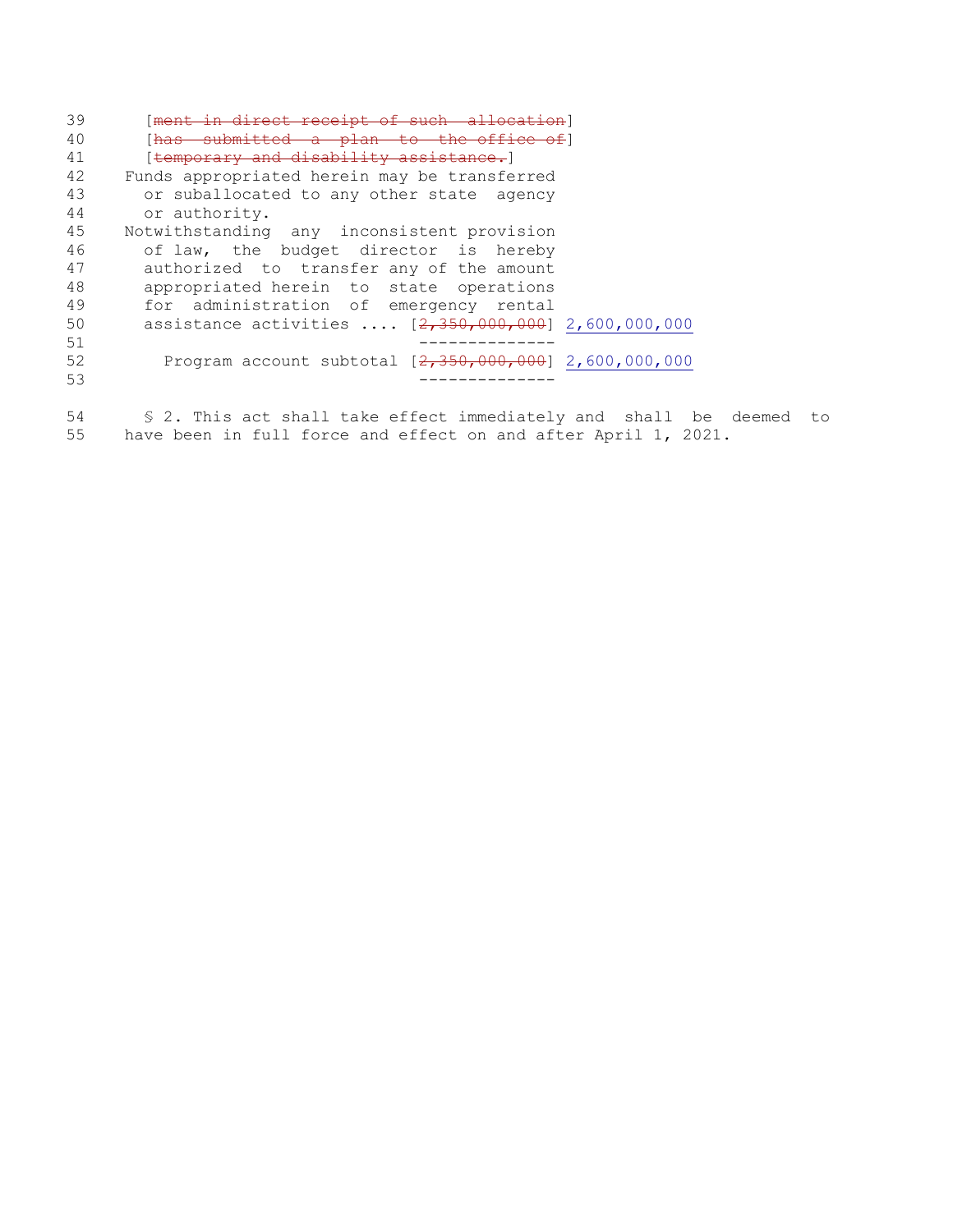39 [~~ment in direct receipt of such allocation~~]
40 [~~has submitted a plan to the office of~~]
41 [~~temporary and disability assistance.~~]
42 Funds appropriated herein may be transferred
43 or suballocated to any other state agency
44 or authority.
45 Notwithstanding any inconsistent provision
46 of law, the budget director is hereby
47 authorized to transfer any of the amount
48 appropriated herein to state operations
49 for administration of emergency rental
50 assistance activities .... [~~2,350,000,000~~] 2,600,000,000
51 --------------
52 Program account subtotal [~~2,350,000,000~~] 2,600,000,000
53 --------------

54 § 2. This act shall take effect immediately and shall be deemed to
55 have been in full force and effect on and after April 1, 2021.